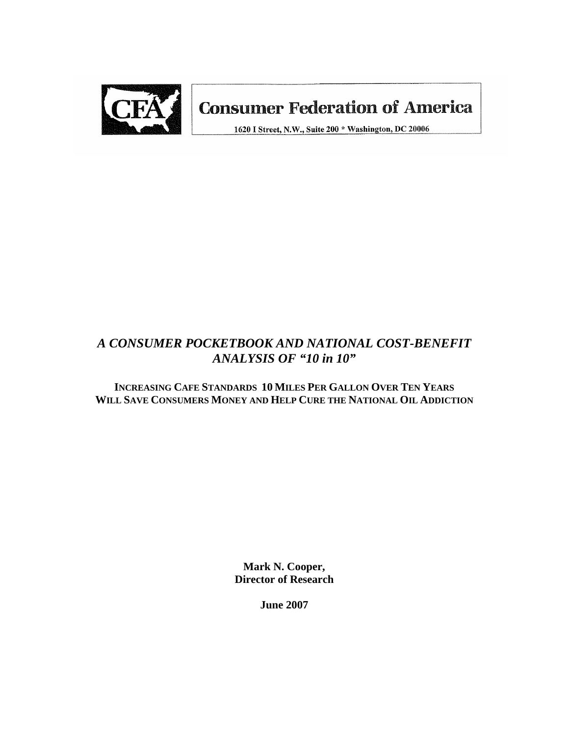**Consumer Federation of America**

1620 I Street, N.W., Suite 200 * Washington, DC 20006

# *A CONSUMER POCKETBOOK AND NATIONAL COST-BENEFIT ANALYSIS OF "10 in 10"*

## INCREASING CAFE STANDARDS 10 MILES PER GALLON OVER TEN YEARS WILL SAVE CONSUMERS MONEY AND HELP CURE THE NATIONAL OIL ADDICTION

**Mark N. Cooper,**
**Director of Research**

**June 2007**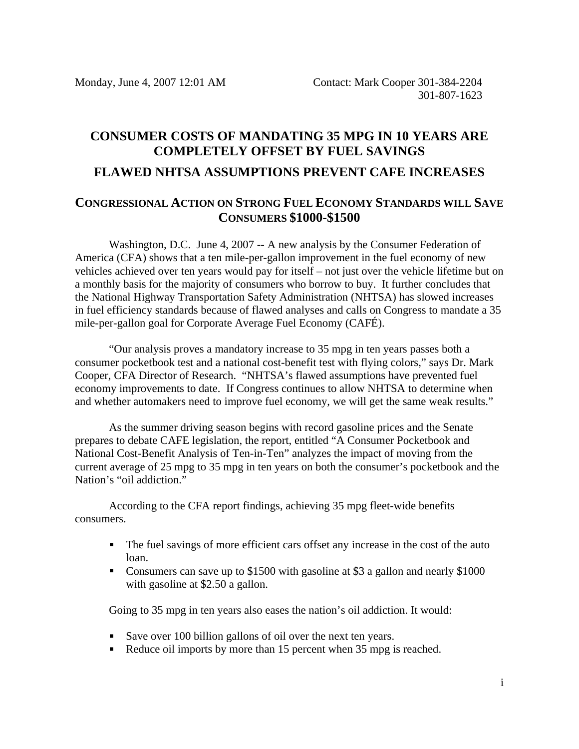Monday, June 4, 2007 12:01 AM                    Contact: Mark Cooper 301-384-2204
301-807-1623

# CONSUMER COSTS OF MANDATING 35 MPG IN 10 YEARS ARE COMPLETELY OFFSET BY FUEL SAVINGS

# FLAWED NHTSA ASSUMPTIONS PREVENT CAFE INCREASES

## CONGRESSIONAL ACTION ON STRONG FUEL ECONOMY STANDARDS WILL SAVE CONSUMERS $1000-$1500

Washington, D.C. June 4, 2007 -- A new analysis by the Consumer Federation of America (CFA) shows that a ten mile-per-gallon improvement in the fuel economy of new vehicles achieved over ten years would pay for itself – not just over the vehicle lifetime but on a monthly basis for the majority of consumers who borrow to buy. It further concludes that the National Highway Transportation Safety Administration (NHTSA) has slowed increases in fuel efficiency standards because of flawed analyses and calls on Congress to mandate a 35 mile-per-gallon goal for Corporate Average Fuel Economy (CAFÉ).

"Our analysis proves a mandatory increase to 35 mpg in ten years passes both a consumer pocketbook test and a national cost-benefit test with flying colors," says Dr. Mark Cooper, CFA Director of Research. "NHTSA's flawed assumptions have prevented fuel economy improvements to date. If Congress continues to allow NHTSA to determine when and whether automakers need to improve fuel economy, we will get the same weak results."

As the summer driving season begins with record gasoline prices and the Senate prepares to debate CAFE legislation, the report, entitled "A Consumer Pocketbook and National Cost-Benefit Analysis of Ten-in-Ten" analyzes the impact of moving from the current average of 25 mpg to 35 mpg in ten years on both the consumer's pocketbook and the Nation's "oil addiction."

According to the CFA report findings, achieving 35 mpg fleet-wide benefits consumers.

- The fuel savings of more efficient cars offset any increase in the cost of the auto loan.
- Consumers can save up to $1500 with gasoline at $3 a gallon and nearly $1000 with gasoline at $2.50 a gallon.

Going to 35 mpg in ten years also eases the nation's oil addiction. It would:

- Save over 100 billion gallons of oil over the next ten years.
- Reduce oil imports by more than 15 percent when 35 mpg is reached.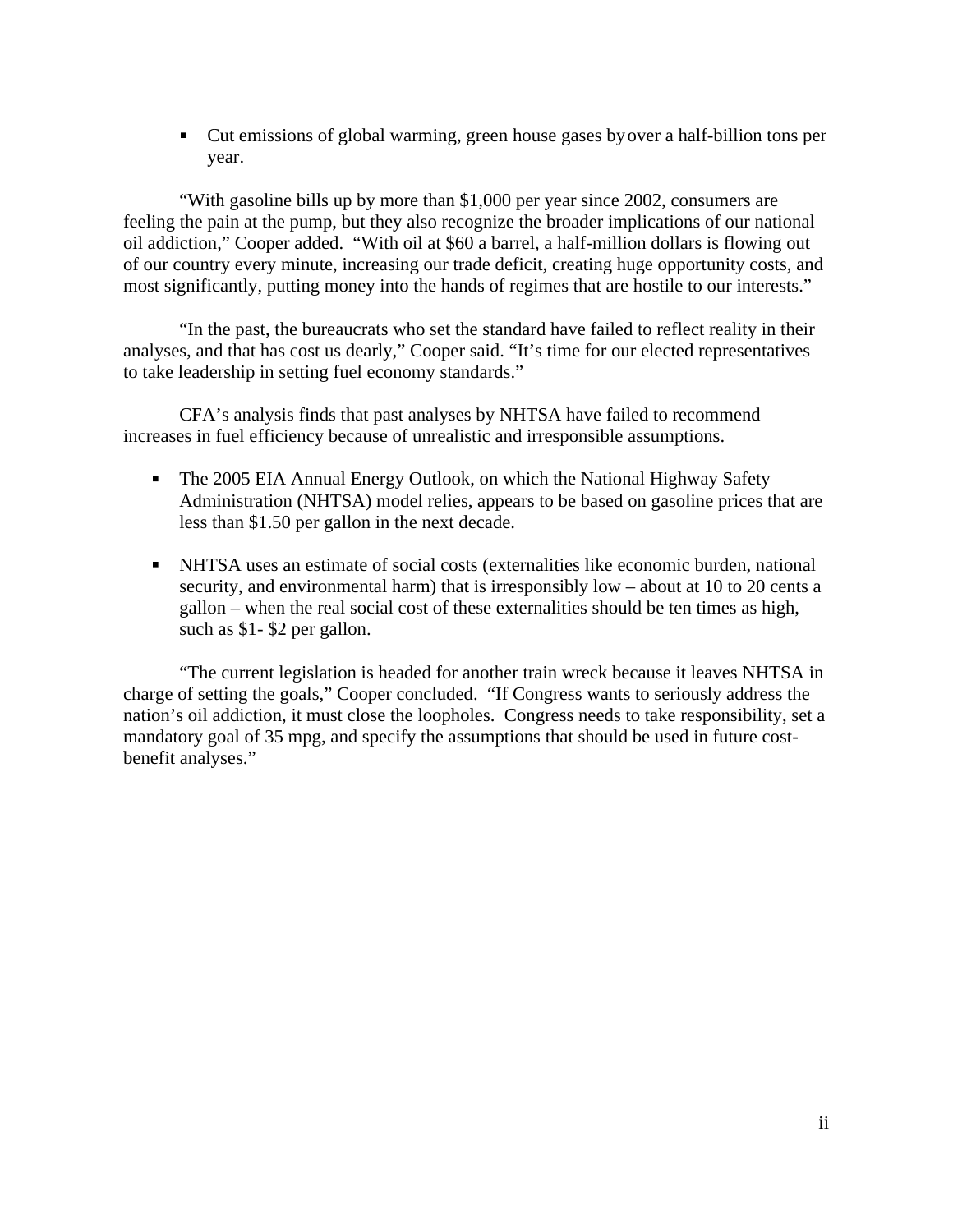- Cut emissions of global warming, green house gases by over a half-billion tons per year.

"With gasoline bills up by more than $1,000 per year since 2002, consumers are feeling the pain at the pump, but they also recognize the broader implications of our national oil addiction," Cooper added. "With oil at $60 a barrel, a half-million dollars is flowing out of our country every minute, increasing our trade deficit, creating huge opportunity costs, and most significantly, putting money into the hands of regimes that are hostile to our interests."

"In the past, the bureaucrats who set the standard have failed to reflect reality in their analyses, and that has cost us dearly," Cooper said. "It's time for our elected representatives to take leadership in setting fuel economy standards."

CFA's analysis finds that past analyses by NHTSA have failed to recommend increases in fuel efficiency because of unrealistic and irresponsible assumptions.

- The 2005 EIA Annual Energy Outlook, on which the National Highway Safety Administration (NHTSA) model relies, appears to be based on gasoline prices that are less than $1.50 per gallon in the next decade.

- NHTSA uses an estimate of social costs (externalities like economic burden, national security, and environmental harm) that is irresponsibly low – about at 10 to 20 cents a gallon – when the real social cost of these externalities should be ten times as high, such as $1- $2 per gallon.

"The current legislation is headed for another train wreck because it leaves NHTSA in charge of setting the goals," Cooper concluded. "If Congress wants to seriously address the nation's oil addiction, it must close the loopholes. Congress needs to take responsibility, set a mandatory goal of 35 mpg, and specify the assumptions that should be used in future cost-benefit analyses."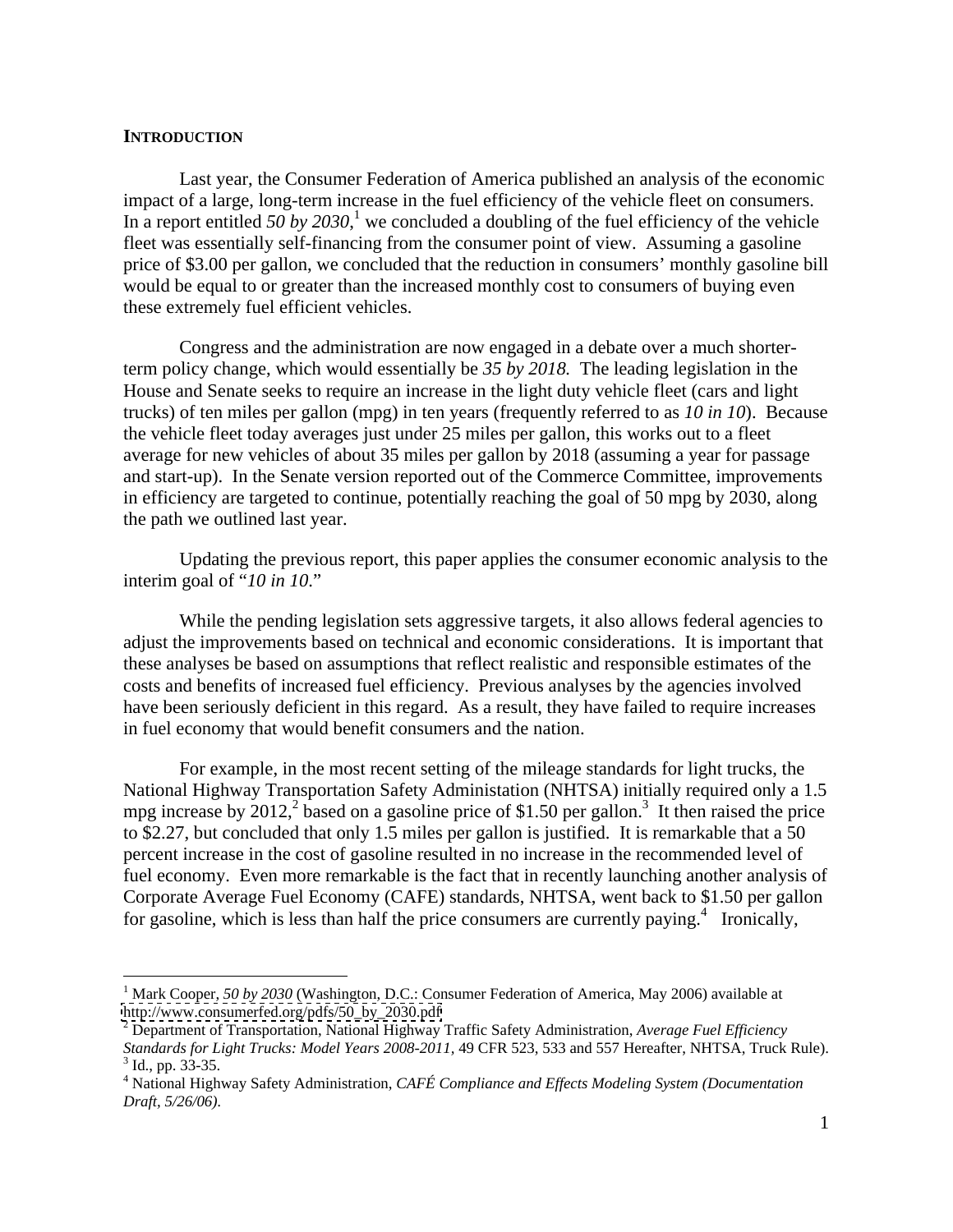**INTRODUCTION**

Last year, the Consumer Federation of America published an analysis of the economic impact of a large, long-term increase in the fuel efficiency of the vehicle fleet on consumers. In a report entitled *50 by 2030*,[1] we concluded a doubling of the fuel efficiency of the vehicle fleet was essentially self-financing from the consumer point of view. Assuming a gasoline price of $3.00 per gallon, we concluded that the reduction in consumers' monthly gasoline bill would be equal to or greater than the increased monthly cost to consumers of buying even these extremely fuel efficient vehicles.

Congress and the administration are now engaged in a debate over a much shorter-term policy change, which would essentially be *35 by 2018.* The leading legislation in the House and Senate seeks to require an increase in the light duty vehicle fleet (cars and light trucks) of ten miles per gallon (mpg) in ten years (frequently referred to as *10 in 10*). Because the vehicle fleet today averages just under 25 miles per gallon, this works out to a fleet average for new vehicles of about 35 miles per gallon by 2018 (assuming a year for passage and start-up). In the Senate version reported out of the Commerce Committee, improvements in efficiency are targeted to continue, potentially reaching the goal of 50 mpg by 2030, along the path we outlined last year.

Updating the previous report, this paper applies the consumer economic analysis to the interim goal of "*10 in 10*."

While the pending legislation sets aggressive targets, it also allows federal agencies to adjust the improvements based on technical and economic considerations. It is important that these analyses be based on assumptions that reflect realistic and responsible estimates of the costs and benefits of increased fuel efficiency. Previous analyses by the agencies involved have been seriously deficient in this regard. As a result, they have failed to require increases in fuel economy that would benefit consumers and the nation.

For example, in the most recent setting of the mileage standards for light trucks, the National Highway Transportation Safety Administation (NHTSA) initially required only a 1.5 mpg increase by 2012,[2] based on a gasoline price of $1.50 per gallon.[3] It then raised the price to $2.27, but concluded that only 1.5 miles per gallon is justified. It is remarkable that a 50 percent increase in the cost of gasoline resulted in no increase in the recommended level of fuel economy. Even more remarkable is the fact that in recently launching another analysis of Corporate Average Fuel Economy (CAFE) standards, NHTSA, went back to $1.50 per gallon for gasoline, which is less than half the price consumers are currently paying.[4] Ironically,

---

[1] Mark Cooper, *50 by 2030* (Washington, D.C.: Consumer Federation of America, May 2006) available at http://www.consumerfed.org/pdfs/50_by_2030.pdf

[2] Department of Transportation, National Highway Traffic Safety Administration, *Average Fuel Efficiency Standards for Light Trucks: Model Years 2008-2011,* 49 CFR 523, 533 and 557 Hereafter, NHTSA, Truck Rule).

[3] Id., pp. 33-35.

[4] National Highway Safety Administration, *CAFÉ Compliance and Effects Modeling System (Documentation Draft, 5/26/06).*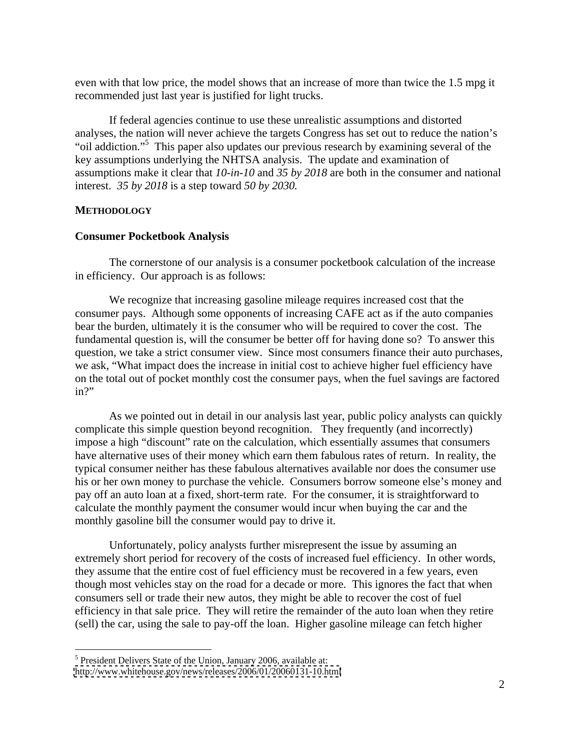even with that low price, the model shows that an increase of more than twice the 1.5 mpg it recommended just last year is justified for light trucks.

If federal agencies continue to use these unrealistic assumptions and distorted analyses, the nation will never achieve the targets Congress has set out to reduce the nation's "oil addiction."[5] This paper also updates our previous research by examining several of the key assumptions underlying the NHTSA analysis. The update and examination of assumptions make it clear that *10-in-10* and *35 by 2018* are both in the consumer and national interest. *35 by 2018* is a step toward *50 by 2030.*

## METHODOLOGY

### Consumer Pocketbook Analysis

The cornerstone of our analysis is a consumer pocketbook calculation of the increase in efficiency. Our approach is as follows:

We recognize that increasing gasoline mileage requires increased cost that the consumer pays. Although some opponents of increasing CAFE act as if the auto companies bear the burden, ultimately it is the consumer who will be required to cover the cost. The fundamental question is, will the consumer be better off for having done so? To answer this question, we take a strict consumer view. Since most consumers finance their auto purchases, we ask, "What impact does the increase in initial cost to achieve higher fuel efficiency have on the total out of pocket monthly cost the consumer pays, when the fuel savings are factored in?"

As we pointed out in detail in our analysis last year, public policy analysts can quickly complicate this simple question beyond recognition. They frequently (and incorrectly) impose a high "discount" rate on the calculation, which essentially assumes that consumers have alternative uses of their money which earn them fabulous rates of return. In reality, the typical consumer neither has these fabulous alternatives available nor does the consumer use his or her own money to purchase the vehicle. Consumers borrow someone else's money and pay off an auto loan at a fixed, short-term rate. For the consumer, it is straightforward to calculate the monthly payment the consumer would incur when buying the car and the monthly gasoline bill the consumer would pay to drive it.

Unfortunately, policy analysts further misrepresent the issue by assuming an extremely short period for recovery of the costs of increased fuel efficiency. In other words, they assume that the entire cost of fuel efficiency must be recovered in a few years, even though most vehicles stay on the road for a decade or more. This ignores the fact that when consumers sell or trade their new autos, they might be able to recover the cost of fuel efficiency in that sale price. They will retire the remainder of the auto loan when they retire (sell) the car, using the sale to pay-off the loan. Higher gasoline mileage can fetch higher

---

[5] President Delivers State of the Union, January 2006, available at: http://www.whitehouse.gov/news/releases/2006/01/20060131-10.html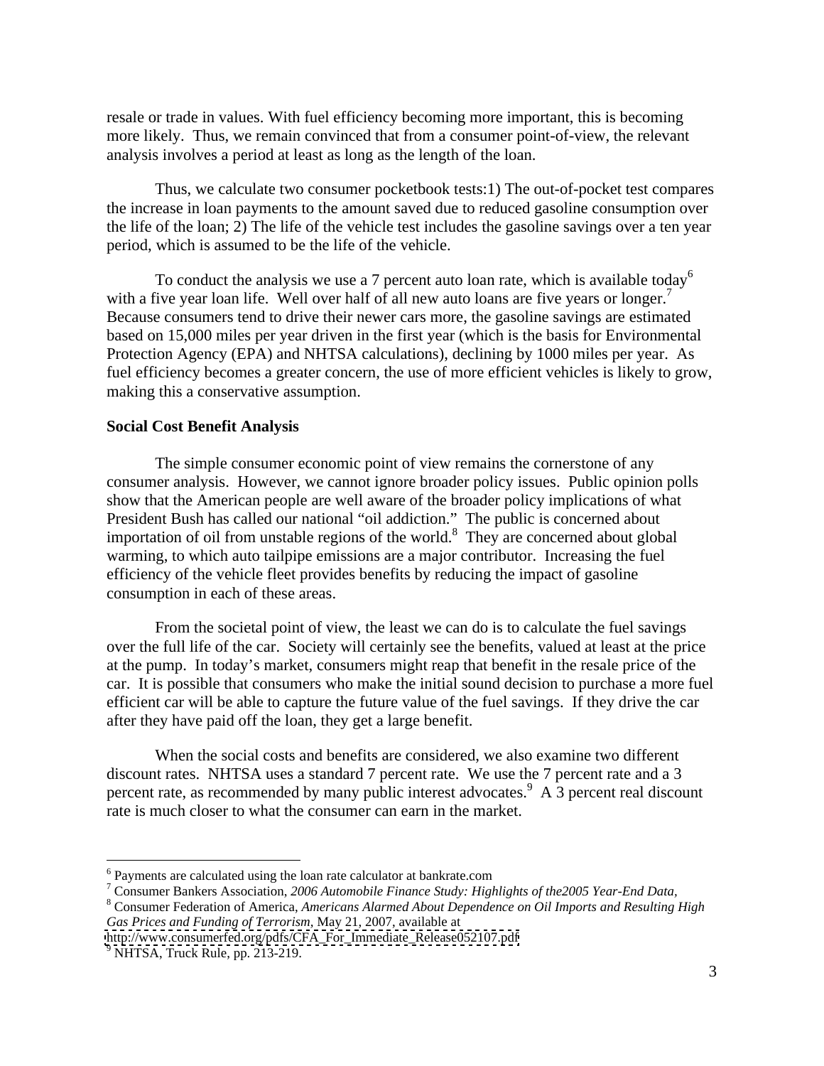resale or trade in values. With fuel efficiency becoming more important, this is becoming more likely. Thus, we remain convinced that from a consumer point-of-view, the relevant analysis involves a period at least as long as the length of the loan.

Thus, we calculate two consumer pocketbook tests:1) The out-of-pocket test compares the increase in loan payments to the amount saved due to reduced gasoline consumption over the life of the loan; 2) The life of the vehicle test includes the gasoline savings over a ten year period, which is assumed to be the life of the vehicle.

To conduct the analysis we use a 7 percent auto loan rate, which is available today[6] with a five year loan life. Well over half of all new auto loans are five years or longer.[7] Because consumers tend to drive their newer cars more, the gasoline savings are estimated based on 15,000 miles per year driven in the first year (which is the basis for Environmental Protection Agency (EPA) and NHTSA calculations), declining by 1000 miles per year. As fuel efficiency becomes a greater concern, the use of more efficient vehicles is likely to grow, making this a conservative assumption.

**Social Cost Benefit Analysis**

The simple consumer economic point of view remains the cornerstone of any consumer analysis. However, we cannot ignore broader policy issues. Public opinion polls show that the American people are well aware of the broader policy implications of what President Bush has called our national "oil addiction." The public is concerned about importation of oil from unstable regions of the world.[8] They are concerned about global warming, to which auto tailpipe emissions are a major contributor. Increasing the fuel efficiency of the vehicle fleet provides benefits by reducing the impact of gasoline consumption in each of these areas.

From the societal point of view, the least we can do is to calculate the fuel savings over the full life of the car. Society will certainly see the benefits, valued at least at the price at the pump. In today's market, consumers might reap that benefit in the resale price of the car. It is possible that consumers who make the initial sound decision to purchase a more fuel efficient car will be able to capture the future value of the fuel savings. If they drive the car after they have paid off the loan, they get a large benefit.

When the social costs and benefits are considered, we also examine two different discount rates. NHTSA uses a standard 7 percent rate. We use the 7 percent rate and a 3 percent rate, as recommended by many public interest advocates.[9] A 3 percent real discount rate is much closer to what the consumer can earn in the market.

---

[6] Payments are calculated using the loan rate calculator at bankrate.com

[7] Consumer Bankers Association, *2006 Automobile Finance Study: Highlights of the2005 Year-End Data*,

[8] Consumer Federation of America, *Americans Alarmed About Dependence on Oil Imports and Resulting High Gas Prices and Funding of Terrorism*, May 21, 2007, available at http://www.consumerfed.org/pdfs/CFA_For_Immediate_Release052107.pdf

[9] NHTSA, Truck Rule, pp. 213-219.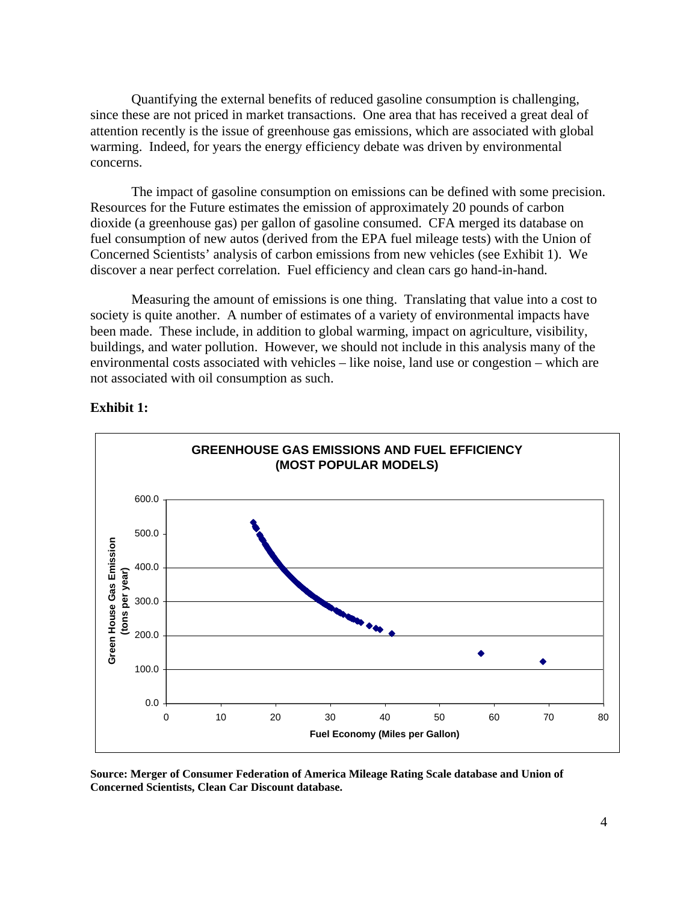Quantifying the external benefits of reduced gasoline consumption is challenging, since these are not priced in market transactions. One area that has received a great deal of attention recently is the issue of greenhouse gas emissions, which are associated with global warming. Indeed, for years the energy efficiency debate was driven by environmental concerns.

The impact of gasoline consumption on emissions can be defined with some precision. Resources for the Future estimates the emission of approximately 20 pounds of carbon dioxide (a greenhouse gas) per gallon of gasoline consumed. CFA merged its database on fuel consumption of new autos (derived from the EPA fuel mileage tests) with the Union of Concerned Scientists' analysis of carbon emissions from new vehicles (see Exhibit 1). We discover a near perfect correlation. Fuel efficiency and clean cars go hand-in-hand.

Measuring the amount of emissions is one thing. Translating that value into a cost to society is quite another. A number of estimates of a variety of environmental impacts have been made. These include, in addition to global warming, impact on agriculture, visibility, buildings, and water pollution. However, we should not include in this analysis many of the environmental costs associated with vehicles – like noise, land use or congestion – which are not associated with oil consumption as such.

**Exhibit 1:**

**GREENHOUSE GAS EMISSIONS AND FUEL EFFICIENCY (MOST POPULAR MODELS)**

**Source: Merger of Consumer Federation of America Mileage Rating Scale database and Union of Concerned Scientists, Clean Car Discount database.**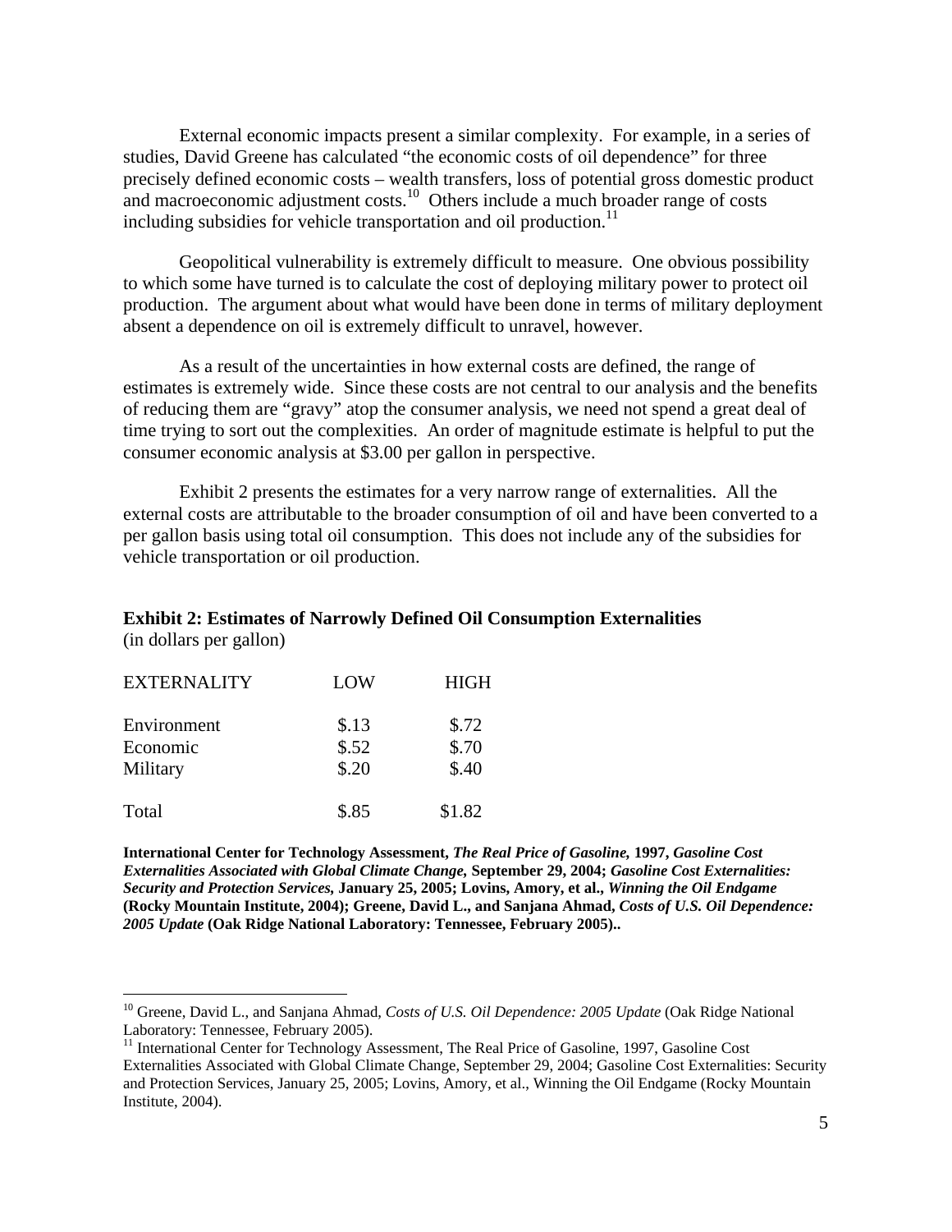External economic impacts present a similar complexity. For example, in a series of studies, David Greene has calculated "the economic costs of oil dependence" for three precisely defined economic costs – wealth transfers, loss of potential gross domestic product and macroeconomic adjustment costs.[10] Others include a much broader range of costs including subsidies for vehicle transportation and oil production.[11]

Geopolitical vulnerability is extremely difficult to measure. One obvious possibility to which some have turned is to calculate the cost of deploying military power to protect oil production. The argument about what would have been done in terms of military deployment absent a dependence on oil is extremely difficult to unravel, however.

As a result of the uncertainties in how external costs are defined, the range of estimates is extremely wide. Since these costs are not central to our analysis and the benefits of reducing them are "gravy" atop the consumer analysis, we need not spend a great deal of time trying to sort out the complexities. An order of magnitude estimate is helpful to put the consumer economic analysis at $3.00 per gallon in perspective.

Exhibit 2 presents the estimates for a very narrow range of externalities. All the external costs are attributable to the broader consumption of oil and have been converted to a per gallon basis using total oil consumption. This does not include any of the subsidies for vehicle transportation or oil production.

**Exhibit 2: Estimates of Narrowly Defined Oil Consumption Externalities**
(in dollars per gallon)

| EXTERNALITY | LOW | HIGH |
|---|---|---|
| Environment | $.13 | $.72 |
| Economic | $.52 | $.70 |
| Military | $.20 | $.40 |
| Total | $.85 | $1.82 |

**International Center for Technology Assessment, *The Real Price of Gasoline,* 1997, *Gasoline Cost Externalities Associated with Global Climate Change,* September 29, 2004; *Gasoline Cost Externalities: Security and Protection Services,* January 25, 2005; Lovins, Amory, et al., *Winning the Oil Endgame* (Rocky Mountain Institute, 2004); Greene, David L., and Sanjana Ahmad, *Costs of U.S. Oil Dependence: 2005 Update* (Oak Ridge National Laboratory: Tennessee, February 2005)..**

---

[10] Greene, David L., and Sanjana Ahmad, *Costs of U.S. Oil Dependence: 2005 Update* (Oak Ridge National Laboratory: Tennessee, February 2005).

[11] International Center for Technology Assessment, The Real Price of Gasoline, 1997, Gasoline Cost Externalities Associated with Global Climate Change, September 29, 2004; Gasoline Cost Externalities: Security and Protection Services, January 25, 2005; Lovins, Amory, et al., Winning the Oil Endgame (Rocky Mountain Institute, 2004).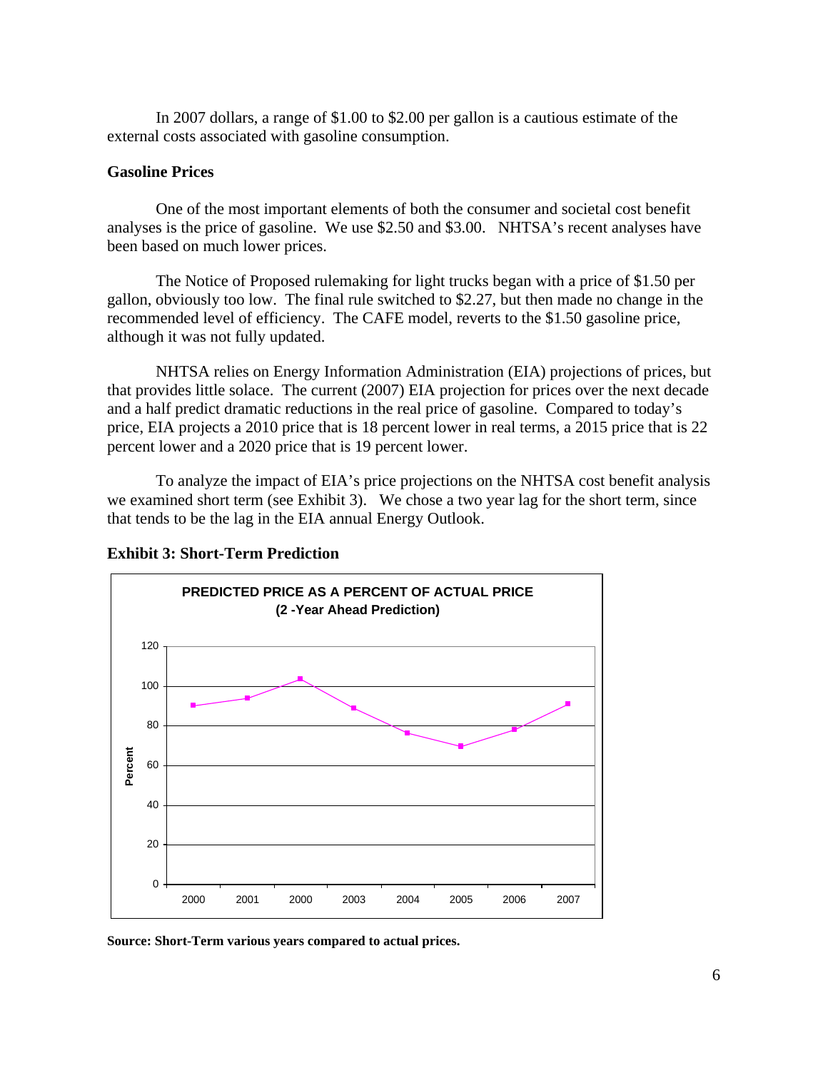In 2007 dollars, a range of $1.00 to $2.00 per gallon is a cautious estimate of the external costs associated with gasoline consumption.

**Gasoline Prices**

One of the most important elements of both the consumer and societal cost benefit analyses is the price of gasoline. We use $2.50 and $3.00. NHTSA's recent analyses have been based on much lower prices.

The Notice of Proposed rulemaking for light trucks began with a price of $1.50 per gallon, obviously too low. The final rule switched to $2.27, but then made no change in the recommended level of efficiency. The CAFE model, reverts to the $1.50 gasoline price, although it was not fully updated.

NHTSA relies on Energy Information Administration (EIA) projections of prices, but that provides little solace. The current (2007) EIA projection for prices over the next decade and a half predict dramatic reductions in the real price of gasoline. Compared to today's price, EIA projects a 2010 price that is 18 percent lower in real terms, a 2015 price that is 22 percent lower and a 2020 price that is 19 percent lower.

To analyze the impact of EIA's price projections on the NHTSA cost benefit analysis we examined short term (see Exhibit 3). We chose a two year lag for the short term, since that tends to be the lag in the EIA annual Energy Outlook.

**Exhibit 3: Short-Term Prediction**

**PREDICTED PRICE AS A PERCENT OF ACTUAL PRICE**
**(2 -Year Ahead Prediction)**

**Source: Short-Term various years compared to actual prices.**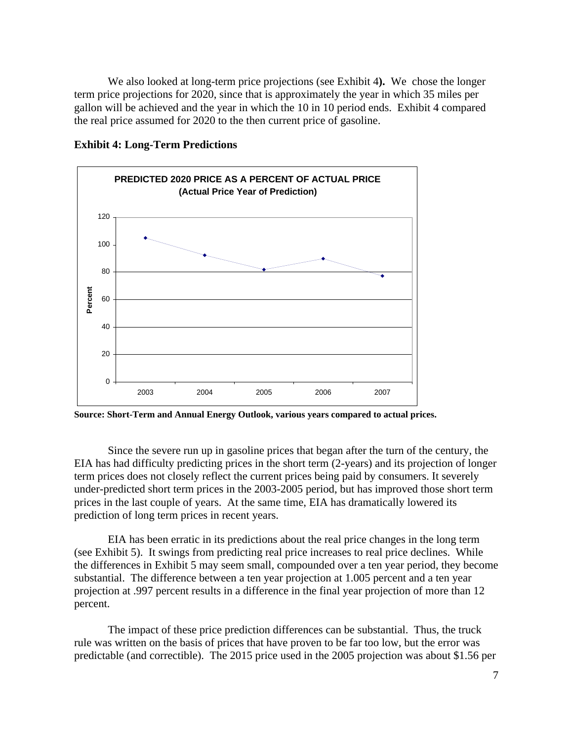We also looked at long-term price projections (see Exhibit 4**).** We chose the longer term price projections for 2020, since that is approximately the year in which 35 miles per gallon will be achieved and the year in which the 10 in 10 period ends. Exhibit 4 compared the real price assumed for 2020 to the then current price of gasoline.

**Exhibit 4: Long-Term Predictions**

**PREDICTED 2020 PRICE AS A PERCENT OF ACTUAL PRICE**
**(Actual Price Year of Prediction)**

**Source: Short-Term and Annual Energy Outlook, various years compared to actual prices.**

Since the severe run up in gasoline prices that began after the turn of the century, the EIA has had difficulty predicting prices in the short term (2-years) and its projection of longer term prices does not closely reflect the current prices being paid by consumers. It severely under-predicted short term prices in the 2003-2005 period, but has improved those short term prices in the last couple of years. At the same time, EIA has dramatically lowered its prediction of long term prices in recent years.

EIA has been erratic in its predictions about the real price changes in the long term (see Exhibit 5). It swings from predicting real price increases to real price declines. While the differences in Exhibit 5 may seem small, compounded over a ten year period, they become substantial. The difference between a ten year projection at 1.005 percent and a ten year projection at .997 percent results in a difference in the final year projection of more than 12 percent.

The impact of these price prediction differences can be substantial. Thus, the truck rule was written on the basis of prices that have proven to be far too low, but the error was predictable (and correctible). The 2015 price used in the 2005 projection was about $1.56 per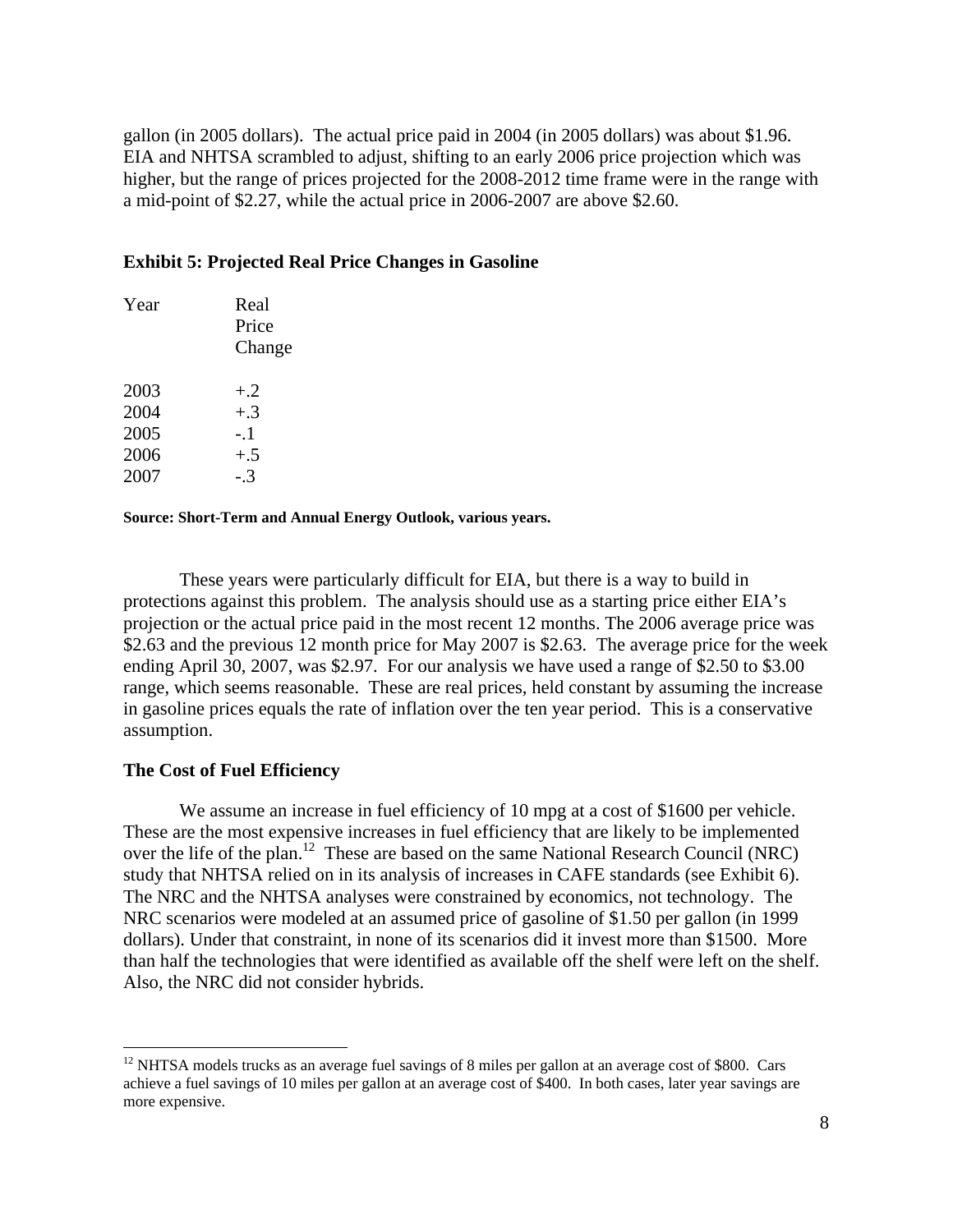gallon (in 2005 dollars). The actual price paid in 2004 (in 2005 dollars) was about $1.96. EIA and NHTSA scrambled to adjust, shifting to an early 2006 price projection which was higher, but the range of prices projected for the 2008-2012 time frame were in the range with a mid-point of $2.27, while the actual price in 2006-2007 are above $2.60.

**Exhibit 5: Projected Real Price Changes in Gasoline**

| Year | Real Price Change |
|---|---|
| 2003 | +.2 |
| 2004 | +.3 |
| 2005 | -.1 |
| 2006 | +.5 |
| 2007 | -.3 |

**Source: Short-Term and Annual Energy Outlook, various years.**

These years were particularly difficult for EIA, but there is a way to build in protections against this problem. The analysis should use as a starting price either EIA's projection or the actual price paid in the most recent 12 months. The 2006 average price was $2.63 and the previous 12 month price for May 2007 is $2.63. The average price for the week ending April 30, 2007, was $2.97. For our analysis we have used a range of $2.50 to $3.00 range, which seems reasonable. These are real prices, held constant by assuming the increase in gasoline prices equals the rate of inflation over the ten year period. This is a conservative assumption.

**The Cost of Fuel Efficiency**

We assume an increase in fuel efficiency of 10 mpg at a cost of $1600 per vehicle. These are the most expensive increases in fuel efficiency that are likely to be implemented over the life of the plan.[12] These are based on the same National Research Council (NRC) study that NHTSA relied on in its analysis of increases in CAFE standards (see Exhibit 6). The NRC and the NHTSA analyses were constrained by economics, not technology. The NRC scenarios were modeled at an assumed price of gasoline of $1.50 per gallon (in 1999 dollars). Under that constraint, in none of its scenarios did it invest more than $1500. More than half the technologies that were identified as available off the shelf were left on the shelf. Also, the NRC did not consider hybrids.

[12] NHTSA models trucks as an average fuel savings of 8 miles per gallon at an average cost of $800. Cars achieve a fuel savings of 10 miles per gallon at an average cost of $400. In both cases, later year savings are more expensive.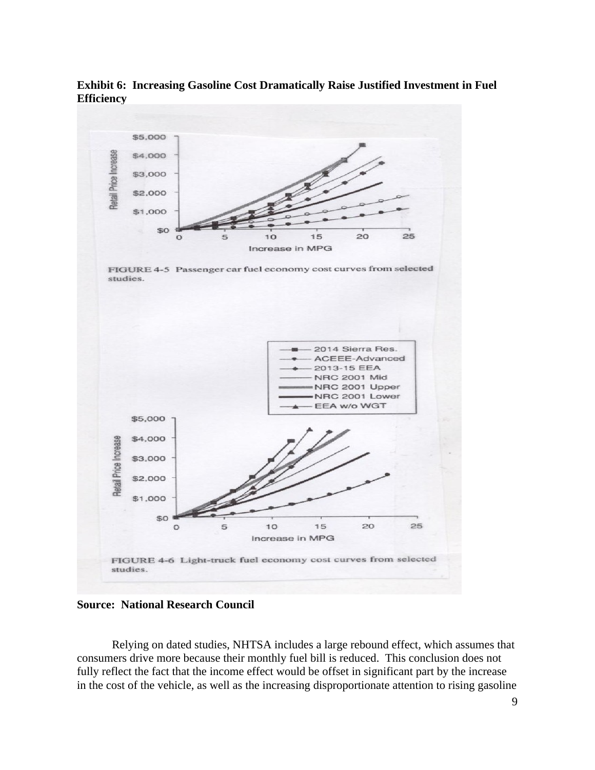**Exhibit 6: Increasing Gasoline Cost Dramatically Raise Justified Investment in Fuel Efficiency**

FIGURE 4-5 Passenger car fuel economy cost curves from selected studies.

FIGURE 4-6 Light-truck fuel economy cost curves from selected studies.

**Source: National Research Council**

Relying on dated studies, NHTSA includes a large rebound effect, which assumes that consumers drive more because their monthly fuel bill is reduced. This conclusion does not fully reflect the fact that the income effect would be offset in significant part by the increase in the cost of the vehicle, as well as the increasing disproportionate attention to rising gasoline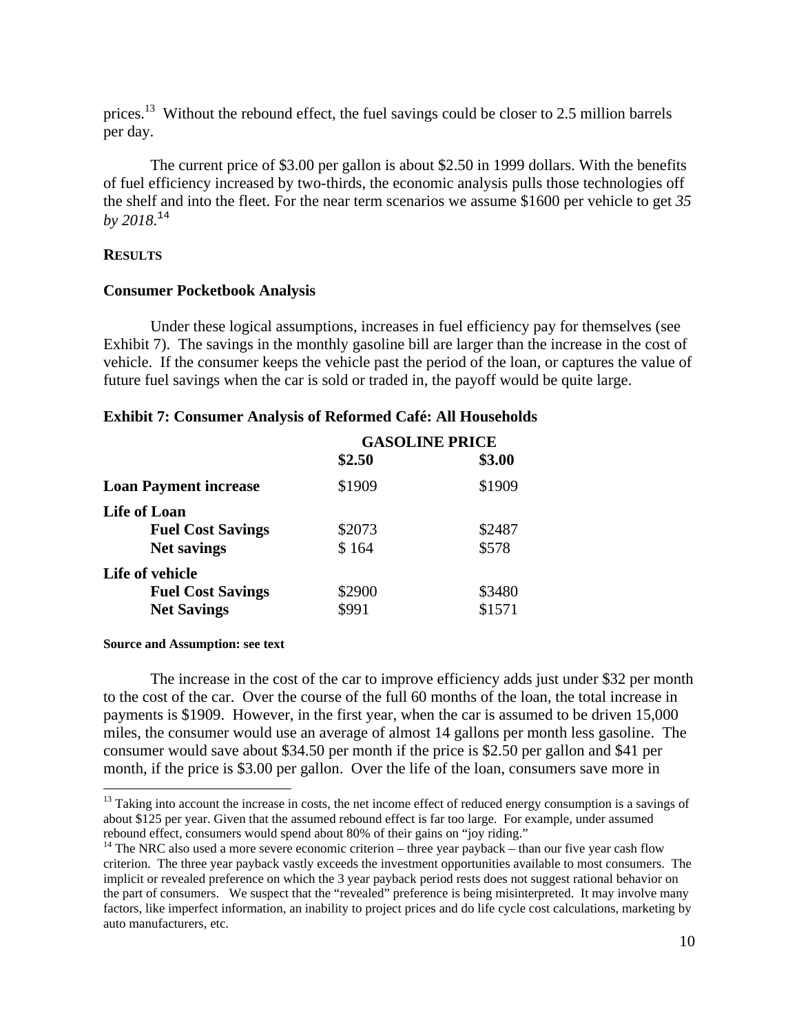prices.[13] Without the rebound effect, the fuel savings could be closer to 2.5 million barrels per day.

The current price of $3.00 per gallon is about $2.50 in 1999 dollars. With the benefits of fuel efficiency increased by two-thirds, the economic analysis pulls those technologies off the shelf and into the fleet. For the near term scenarios we assume $1600 per vehicle to get *35 by 2018*.[14]

## RESULTS

### Consumer Pocketbook Analysis

Under these logical assumptions, increases in fuel efficiency pay for themselves (see Exhibit 7). The savings in the monthly gasoline bill are larger than the increase in the cost of vehicle. If the consumer keeps the vehicle past the period of the loan, or captures the value of future fuel savings when the car is sold or traded in, the payoff would be quite large.

**Exhibit 7: Consumer Analysis of Reformed Café: All Households**

| | **GASOLINE PRICE** | |
|---|---|---|
| | **$2.50** | **$3.00** |
| **Loan Payment increase** | $1909 | $1909 |
| **Life of Loan** | | |
| **Fuel Cost Savings** | $2073 | $2487 |
| **Net savings** | $ 164 | $578 |
| **Life of vehicle** | | |
| **Fuel Cost Savings** | $2900 | $3480 |
| **Net Savings** | $991 | $1571 |

**Source and Assumption: see text**

The increase in the cost of the car to improve efficiency adds just under $32 per month to the cost of the car. Over the course of the full 60 months of the loan, the total increase in payments is $1909. However, in the first year, when the car is assumed to be driven 15,000 miles, the consumer would use an average of almost 14 gallons per month less gasoline. The consumer would save about $34.50 per month if the price is $2.50 per gallon and $41 per month, if the price is $3.00 per gallon. Over the life of the loan, consumers save more in

---

[13] Taking into account the increase in costs, the net income effect of reduced energy consumption is a savings of about $125 per year. Given that the assumed rebound effect is far too large. For example, under assumed rebound effect, consumers would spend about 80% of their gains on "joy riding."

[14] The NRC also used a more severe economic criterion – three year payback – than our five year cash flow criterion. The three year payback vastly exceeds the investment opportunities available to most consumers. The implicit or revealed preference on which the 3 year payback period rests does not suggest rational behavior on the part of consumers. We suspect that the "revealed" preference is being misinterpreted. It may involve many factors, like imperfect information, an inability to project prices and do life cycle cost calculations, marketing by auto manufacturers, etc.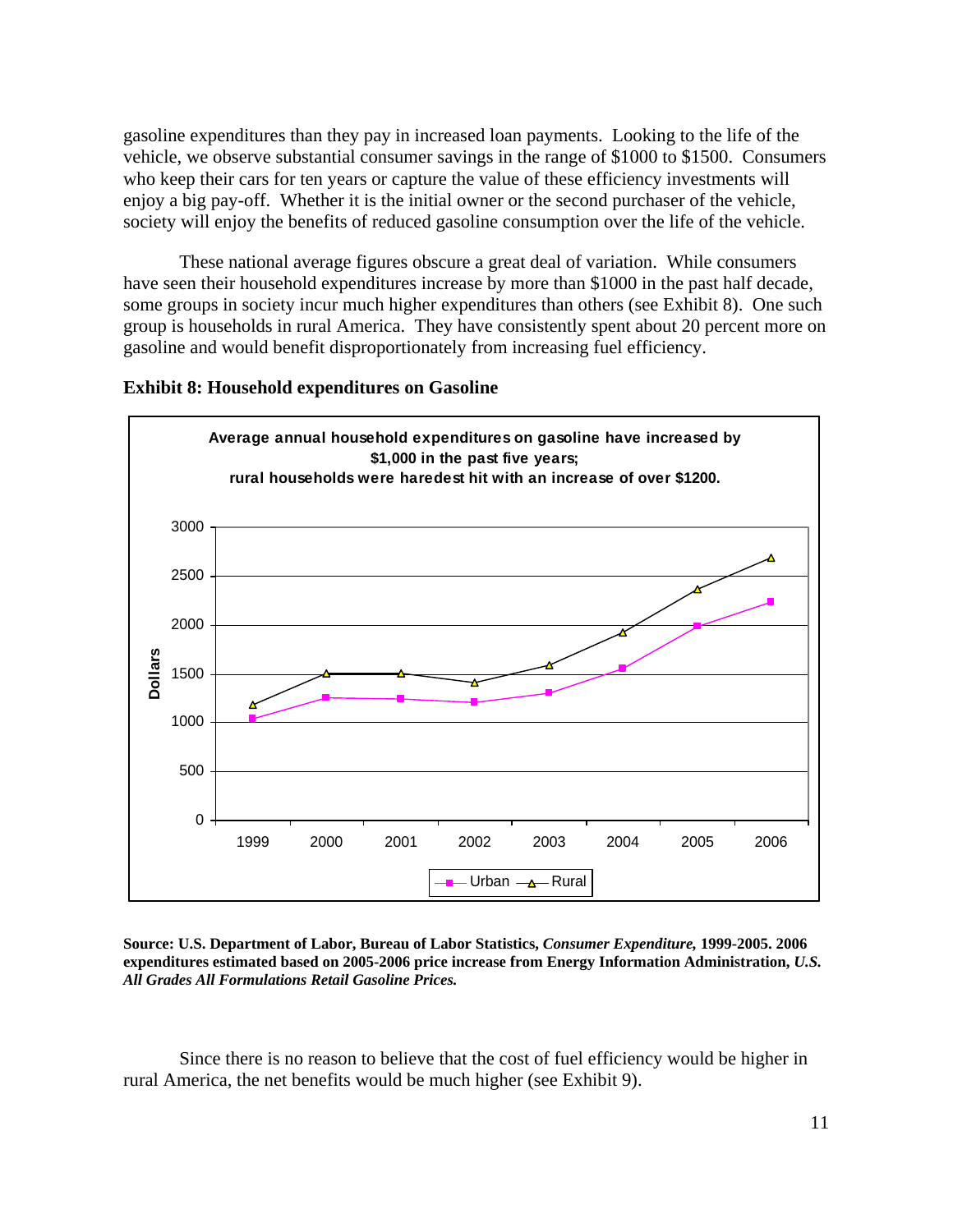gasoline expenditures than they pay in increased loan payments. Looking to the life of the vehicle, we observe substantial consumer savings in the range of $1000 to $1500. Consumers who keep their cars for ten years or capture the value of these efficiency investments will enjoy a big pay-off. Whether it is the initial owner or the second purchaser of the vehicle, society will enjoy the benefits of reduced gasoline consumption over the life of the vehicle.

These national average figures obscure a great deal of variation. While consumers have seen their household expenditures increase by more than $1000 in the past half decade, some groups in society incur much higher expenditures than others (see Exhibit 8). One such group is households in rural America. They have consistently spent about 20 percent more on gasoline and would benefit disproportionately from increasing fuel efficiency.

**Exhibit 8: Household expenditures on Gasoline**

**Average annual household expenditures on gasoline have increased by $1,000 in the past five years; rural households were haredest hit with an increase of over $1200.**

**Source: U.S. Department of Labor, Bureau of Labor Statistics,** ***Consumer Expenditure,*** **1999-2005. 2006 expenditures estimated based on 2005-2006 price increase from Energy Information Administration,** ***U.S. All Grades All Formulations Retail Gasoline Prices.***

Since there is no reason to believe that the cost of fuel efficiency would be higher in rural America, the net benefits would be much higher (see Exhibit 9).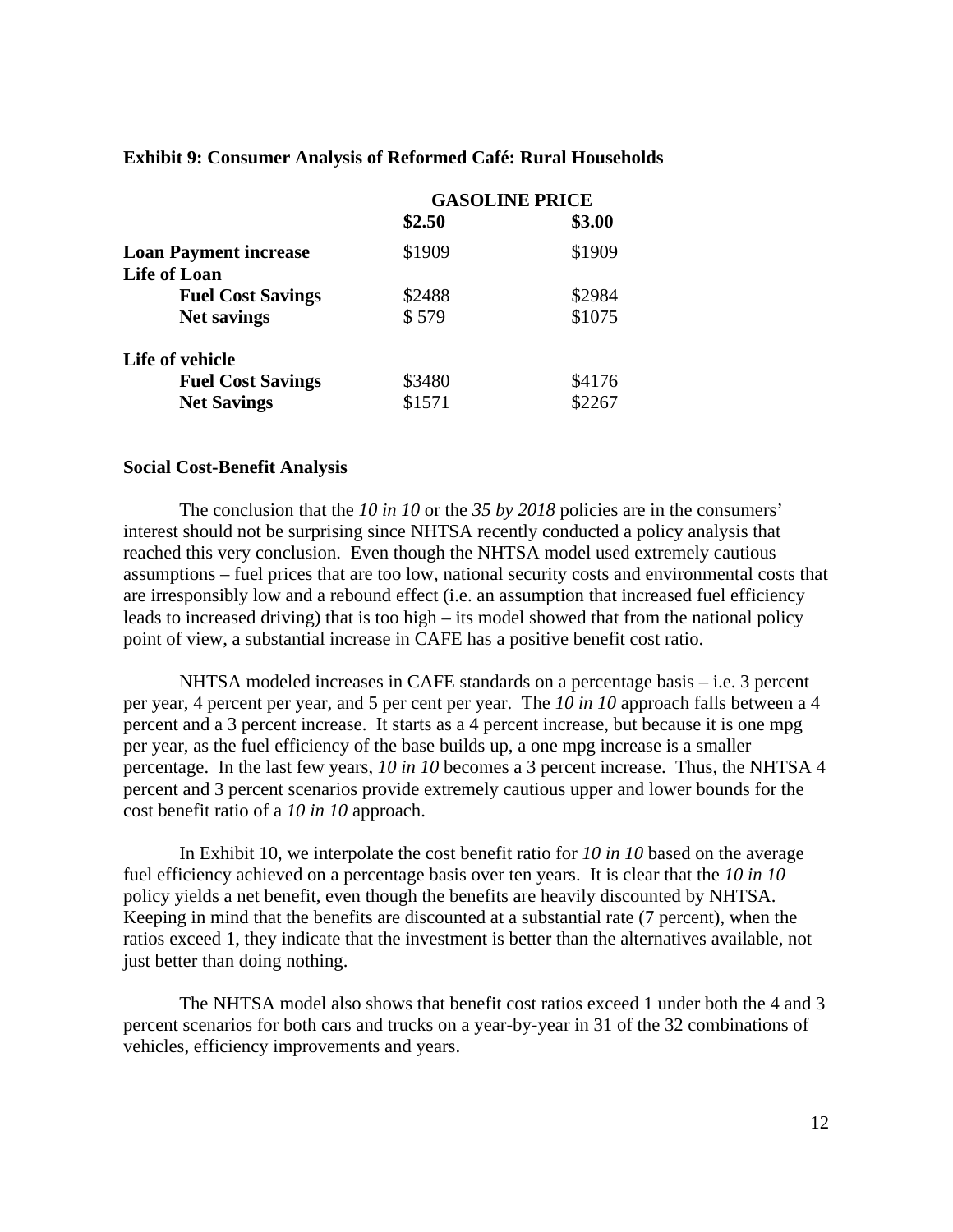**Exhibit 9: Consumer Analysis of Reformed Café: Rural Households**

| | GASOLINE PRICE | |
|---|---|---|
| | **\$2.50** | **\$3.00** |
| **Loan Payment increase** | \$1909 | \$1909 |
| **Life of Loan** | | |
| **Fuel Cost Savings** | \$2488 | \$2984 |
| **Net savings** | \$ 579 | \$1075 |
| **Life of vehicle** | | |
| **Fuel Cost Savings** | \$3480 | \$4176 |
| **Net Savings** | \$1571 | \$2267 |

**Social Cost-Benefit Analysis**

The conclusion that the *10 in 10* or the *35 by 2018* policies are in the consumers' interest should not be surprising since NHTSA recently conducted a policy analysis that reached this very conclusion. Even though the NHTSA model used extremely cautious assumptions – fuel prices that are too low, national security costs and environmental costs that are irresponsibly low and a rebound effect (i.e. an assumption that increased fuel efficiency leads to increased driving) that is too high – its model showed that from the national policy point of view, a substantial increase in CAFE has a positive benefit cost ratio.

NHTSA modeled increases in CAFE standards on a percentage basis – i.e. 3 percent per year, 4 percent per year, and 5 per cent per year. The *10 in 10* approach falls between a 4 percent and a 3 percent increase. It starts as a 4 percent increase, but because it is one mpg per year, as the fuel efficiency of the base builds up, a one mpg increase is a smaller percentage. In the last few years, *10 in 10* becomes a 3 percent increase. Thus, the NHTSA 4 percent and 3 percent scenarios provide extremely cautious upper and lower bounds for the cost benefit ratio of a *10 in 10* approach.

In Exhibit 10, we interpolate the cost benefit ratio for *10 in 10* based on the average fuel efficiency achieved on a percentage basis over ten years. It is clear that the *10 in 10* policy yields a net benefit, even though the benefits are heavily discounted by NHTSA. Keeping in mind that the benefits are discounted at a substantial rate (7 percent), when the ratios exceed 1, they indicate that the investment is better than the alternatives available, not just better than doing nothing.

The NHTSA model also shows that benefit cost ratios exceed 1 under both the 4 and 3 percent scenarios for both cars and trucks on a year-by-year in 31 of the 32 combinations of vehicles, efficiency improvements and years.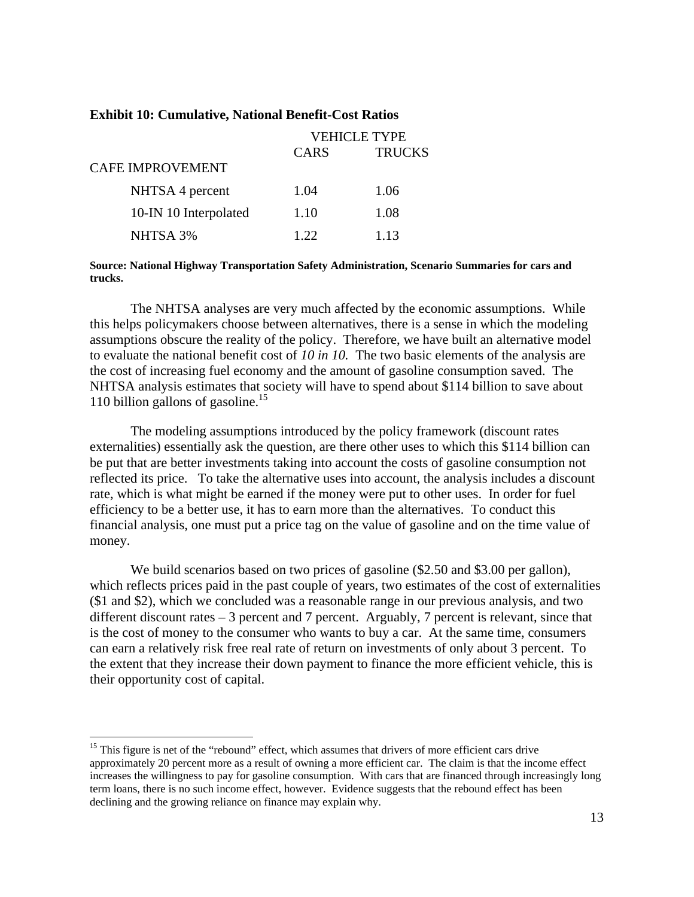**Exhibit 10: Cumulative, National Benefit-Cost Ratios**

| | VEHICLE TYPE | |
|---|---|---|
| | CARS | TRUCKS |
| CAFE IMPROVEMENT | | |
| NHTSA 4 percent | 1.04 | 1.06 |
| 10-IN 10 Interpolated | 1.10 | 1.08 |
| NHTSA 3% | 1.22 | 1.13 |

**Source: National Highway Transportation Safety Administration, Scenario Summaries for cars and trucks.**

The NHTSA analyses are very much affected by the economic assumptions. While this helps policymakers choose between alternatives, there is a sense in which the modeling assumptions obscure the reality of the policy. Therefore, we have built an alternative model to evaluate the national benefit cost of *10 in 10.* The two basic elements of the analysis are the cost of increasing fuel economy and the amount of gasoline consumption saved. The NHTSA analysis estimates that society will have to spend about $114 billion to save about 110 billion gallons of gasoline.[15]

The modeling assumptions introduced by the policy framework (discount rates externalities) essentially ask the question, are there other uses to which this $114 billion can be put that are better investments taking into account the costs of gasoline consumption not reflected its price. To take the alternative uses into account, the analysis includes a discount rate, which is what might be earned if the money were put to other uses. In order for fuel efficiency to be a better use, it has to earn more than the alternatives. To conduct this financial analysis, one must put a price tag on the value of gasoline and on the time value of money.

We build scenarios based on two prices of gasoline ($2.50 and $3.00 per gallon), which reflects prices paid in the past couple of years, two estimates of the cost of externalities ($1 and $2), which we concluded was a reasonable range in our previous analysis, and two different discount rates – 3 percent and 7 percent. Arguably, 7 percent is relevant, since that is the cost of money to the consumer who wants to buy a car. At the same time, consumers can earn a relatively risk free real rate of return on investments of only about 3 percent. To the extent that they increase their down payment to finance the more efficient vehicle, this is their opportunity cost of capital.

---

[15] This figure is net of the "rebound" effect, which assumes that drivers of more efficient cars drive approximately 20 percent more as a result of owning a more efficient car. The claim is that the income effect increases the willingness to pay for gasoline consumption. With cars that are financed through increasingly long term loans, there is no such income effect, however. Evidence suggests that the rebound effect has been declining and the growing reliance on finance may explain why.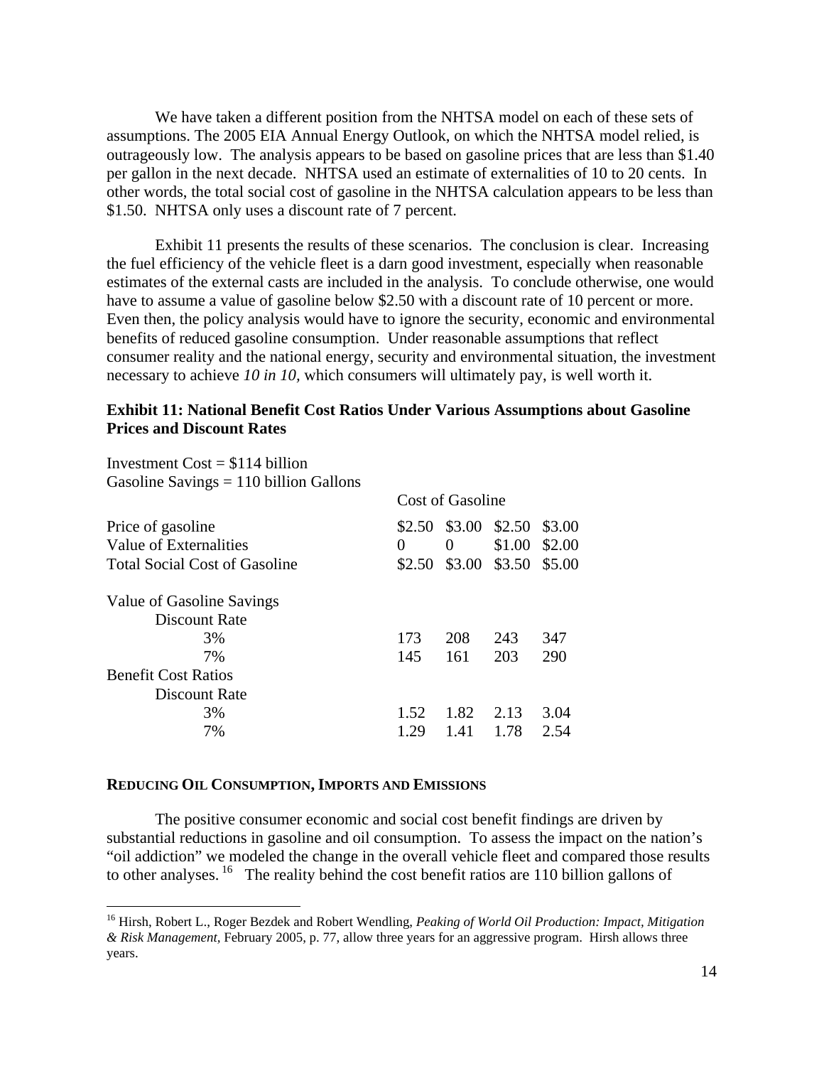We have taken a different position from the NHTSA model on each of these sets of assumptions. The 2005 EIA Annual Energy Outlook, on which the NHTSA model relied, is outrageously low. The analysis appears to be based on gasoline prices that are less than $1.40 per gallon in the next decade. NHTSA used an estimate of externalities of 10 to 20 cents. In other words, the total social cost of gasoline in the NHTSA calculation appears to be less than $1.50. NHTSA only uses a discount rate of 7 percent.

Exhibit 11 presents the results of these scenarios. The conclusion is clear. Increasing the fuel efficiency of the vehicle fleet is a darn good investment, especially when reasonable estimates of the external casts are included in the analysis. To conclude otherwise, one would have to assume a value of gasoline below $2.50 with a discount rate of 10 percent or more. Even then, the policy analysis would have to ignore the security, economic and environmental benefits of reduced gasoline consumption. Under reasonable assumptions that reflect consumer reality and the national energy, security and environmental situation, the investment necessary to achieve *10 in 10*, which consumers will ultimately pay, is well worth it.

**Exhibit 11: National Benefit Cost Ratios Under Various Assumptions about Gasoline Prices and Discount Rates**

Investment Cost = $114 billion
Gasoline Savings = 110 billion Gallons

| | Cost of Gasoline | | | |
|---|---|---|---|---|
| Price of gasoline | $2.50 | $3.00 | $2.50 | $3.00 |
| Value of Externalities | 0 | 0 | $1.00 | $2.00 |
| Total Social Cost of Gasoline | $2.50 | $3.00 | $3.50 | $5.00 |
| Value of Gasoline Savings | | | | |
| Discount Rate | | | | |
| 3% | 173 | 208 | 243 | 347 |
| 7% | 145 | 161 | 203 | 290 |
| Benefit Cost Ratios | | | | |
| Discount Rate | | | | |
| 3% | 1.52 | 1.82 | 2.13 | 3.04 |
| 7% | 1.29 | 1.41 | 1.78 | 2.54 |

## REDUCING OIL CONSUMPTION, IMPORTS AND EMISSIONS

The positive consumer economic and social cost benefit findings are driven by substantial reductions in gasoline and oil consumption. To assess the impact on the nation's "oil addiction" we modeled the change in the overall vehicle fleet and compared those results to other analyses.[16] The reality behind the cost benefit ratios are 110 billion gallons of

[16] Hirsh, Robert L., Roger Bezdek and Robert Wendling, *Peaking of World Oil Production: Impact, Mitigation & Risk Management*, February 2005, p. 77, allow three years for an aggressive program. Hirsh allows three years.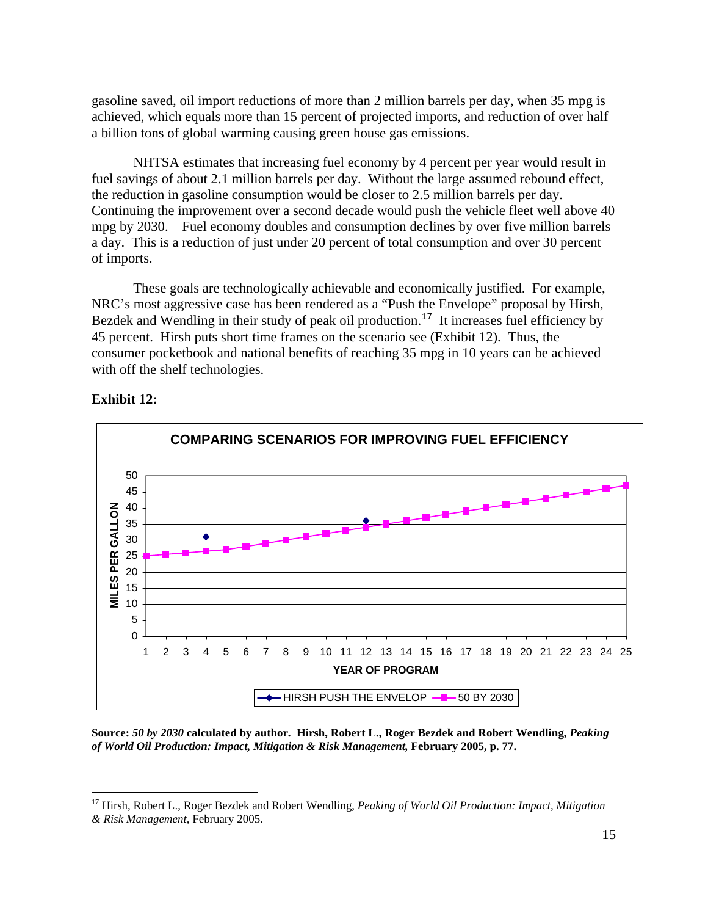gasoline saved, oil import reductions of more than 2 million barrels per day, when 35 mpg is achieved, which equals more than 15 percent of projected imports, and reduction of over half a billion tons of global warming causing green house gas emissions.

NHTSA estimates that increasing fuel economy by 4 percent per year would result in fuel savings of about 2.1 million barrels per day. Without the large assumed rebound effect, the reduction in gasoline consumption would be closer to 2.5 million barrels per day. Continuing the improvement over a second decade would push the vehicle fleet well above 40 mpg by 2030. Fuel economy doubles and consumption declines by over five million barrels a day. This is a reduction of just under 20 percent of total consumption and over 30 percent of imports.

These goals are technologically achievable and economically justified. For example, NRC's most aggressive case has been rendered as a "Push the Envelope" proposal by Hirsh, Bezdek and Wendling in their study of peak oil production.[17] It increases fuel efficiency by 45 percent. Hirsh puts short time frames on the scenario see (Exhibit 12). Thus, the consumer pocketbook and national benefits of reaching 35 mpg in 10 years can be achieved with off the shelf technologies.

**Exhibit 12:**

**COMPARING SCENARIOS FOR IMPROVING FUEL EFFICIENCY**

**Source:** ***50 by 2030*** **calculated by author. Hirsh, Robert L., Roger Bezdek and Robert Wendling,** ***Peaking of World Oil Production: Impact, Mitigation & Risk Management,*** **February 2005, p. 77.**

---

[17] Hirsh, Robert L., Roger Bezdek and Robert Wendling, *Peaking of World Oil Production: Impact, Mitigation & Risk Management,* February 2005.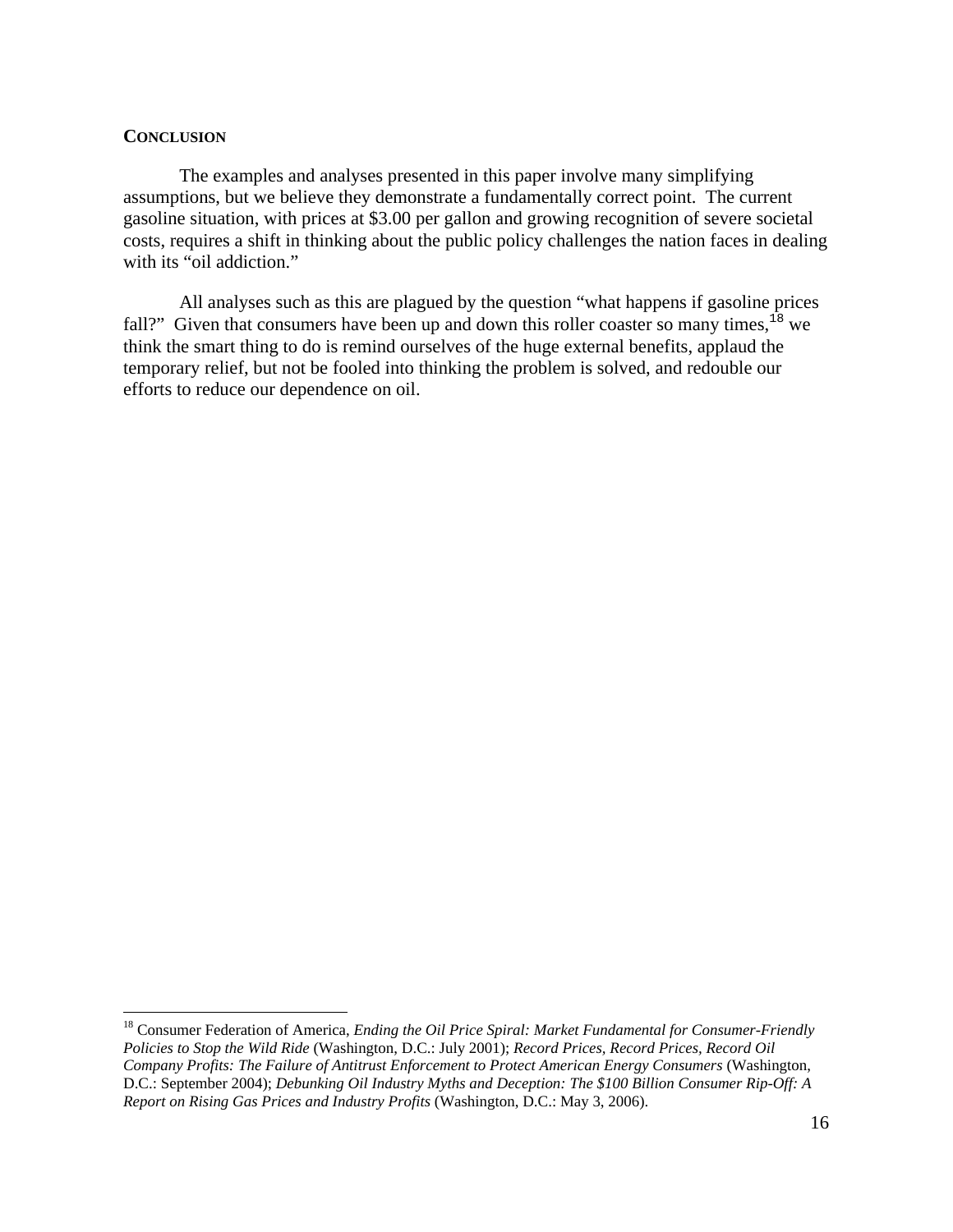## CONCLUSION

The examples and analyses presented in this paper involve many simplifying assumptions, but we believe they demonstrate a fundamentally correct point. The current gasoline situation, with prices at $3.00 per gallon and growing recognition of severe societal costs, requires a shift in thinking about the public policy challenges the nation faces in dealing with its "oil addiction."

All analyses such as this are plagued by the question "what happens if gasoline prices fall?" Given that consumers have been up and down this roller coaster so many times,[18] we think the smart thing to do is remind ourselves of the huge external benefits, applaud the temporary relief, but not be fooled into thinking the problem is solved, and redouble our efforts to reduce our dependence on oil.

---

[18] Consumer Federation of America, *Ending the Oil Price Spiral: Market Fundamental for Consumer-Friendly Policies to Stop the Wild Ride* (Washington, D.C.: July 2001); *Record Prices, Record Prices, Record Oil Company Profits: The Failure of Antitrust Enforcement to Protect American Energy Consumers* (Washington, D.C.: September 2004); *Debunking Oil Industry Myths and Deception: The $100 Billion Consumer Rip-Off: A Report on Rising Gas Prices and Industry Profits* (Washington, D.C.: May 3, 2006).